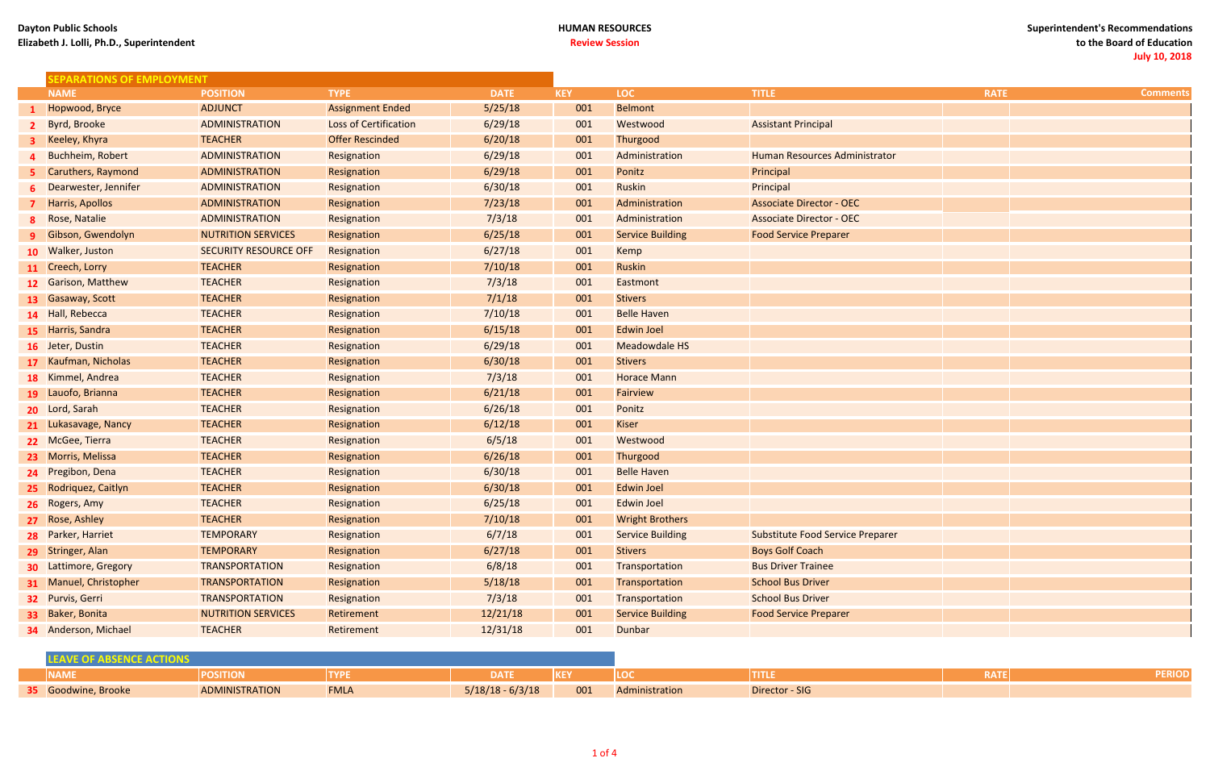Dayton Public Schools
Elizabeth J. Lolli, Ph.D., Superintendent

HUMAN RESOURCES
Review Session

Superintendent's Recommendations
to the Board of Education
July 10, 2018

## SEPARATIONS OF EMPLOYMENT

| | NAME | POSITION | TYPE | DATE | KEY | LOC | TITLE | RATE | Comments |
|---|---|---|---|---|---|---|---|---|---|
| 1 | Hopwood, Bryce | ADJUNCT | Assignment Ended | 5/25/18 | 001 | Belmont | | | |
| 2 | Byrd, Brooke | ADMINISTRATION | Loss of Certification | 6/29/18 | 001 | Westwood | Assistant Principal | | |
| 3 | Keeley, Khyra | TEACHER | Offer Rescinded | 6/20/18 | 001 | Thurgood | | | |
| 4 | Buchheim, Robert | ADMINISTRATION | Resignation | 6/29/18 | 001 | Administration | Human Resources Administrator | | |
| 5 | Caruthers, Raymond | ADMINISTRATION | Resignation | 6/29/18 | 001 | Ponitz | Principal | | |
| 6 | Dearwester, Jennifer | ADMINISTRATION | Resignation | 6/30/18 | 001 | Ruskin | Principal | | |
| 7 | Harris, Apollos | ADMINISTRATION | Resignation | 7/23/18 | 001 | Administration | Associate Director - OEC | | |
| 8 | Rose, Natalie | ADMINISTRATION | Resignation | 7/3/18 | 001 | Administration | Associate Director - OEC | | |
| 9 | Gibson, Gwendolyn | NUTRITION SERVICES | Resignation | 6/25/18 | 001 | Service Building | Food Service Preparer | | |
| 10 | Walker, Juston | SECURITY RESOURCE OFF | Resignation | 6/27/18 | 001 | Kemp | | | |
| 11 | Creech, Lorry | TEACHER | Resignation | 7/10/18 | 001 | Ruskin | | | |
| 12 | Garison, Matthew | TEACHER | Resignation | 7/3/18 | 001 | Eastmont | | | |
| 13 | Gasaway, Scott | TEACHER | Resignation | 7/1/18 | 001 | Stivers | | | |
| 14 | Hall, Rebecca | TEACHER | Resignation | 7/10/18 | 001 | Belle Haven | | | |
| 15 | Harris, Sandra | TEACHER | Resignation | 6/15/18 | 001 | Edwin Joel | | | |
| 16 | Jeter, Dustin | TEACHER | Resignation | 6/29/18 | 001 | Meadowdale HS | | | |
| 17 | Kaufman, Nicholas | TEACHER | Resignation | 6/30/18 | 001 | Stivers | | | |
| 18 | Kimmel, Andrea | TEACHER | Resignation | 7/3/18 | 001 | Horace Mann | | | |
| 19 | Lauofo, Brianna | TEACHER | Resignation | 6/21/18 | 001 | Fairview | | | |
| 20 | Lord, Sarah | TEACHER | Resignation | 6/26/18 | 001 | Ponitz | | | |
| 21 | Lukasavage, Nancy | TEACHER | Resignation | 6/12/18 | 001 | Kiser | | | |
| 22 | McGee, Tierra | TEACHER | Resignation | 6/5/18 | 001 | Westwood | | | |
| 23 | Morris, Melissa | TEACHER | Resignation | 6/26/18 | 001 | Thurgood | | | |
| 24 | Pregibon, Dena | TEACHER | Resignation | 6/30/18 | 001 | Belle Haven | | | |
| 25 | Rodriquez, Caitlyn | TEACHER | Resignation | 6/30/18 | 001 | Edwin Joel | | | |
| 26 | Rogers, Amy | TEACHER | Resignation | 6/25/18 | 001 | Edwin Joel | | | |
| 27 | Rose, Ashley | TEACHER | Resignation | 7/10/18 | 001 | Wright Brothers | | | |
| 28 | Parker, Harriet | TEMPORARY | Resignation | 6/7/18 | 001 | Service Building | Substitute Food Service Preparer | | |
| 29 | Stringer, Alan | TEMPORARY | Resignation | 6/27/18 | 001 | Stivers | Boys Golf Coach | | |
| 30 | Lattimore, Gregory | TRANSPORTATION | Resignation | 6/8/18 | 001 | Transportation | Bus Driver Trainee | | |
| 31 | Manuel, Christopher | TRANSPORTATION | Resignation | 5/18/18 | 001 | Transportation | School Bus Driver | | |
| 32 | Purvis, Gerri | TRANSPORTATION | Resignation | 7/3/18 | 001 | Transportation | School Bus Driver | | |
| 33 | Baker, Bonita | NUTRITION SERVICES | Retirement | 12/21/18 | 001 | Service Building | Food Service Preparer | | |
| 34 | Anderson, Michael | TEACHER | Retirement | 12/31/18 | 001 | Dunbar | | | |

## LEAVE OF ABSENCE ACTIONS

| | NAME | POSITION | TYPE | DATE | KEY | LOC | TITLE | RATE | PERIOD |
|---|---|---|---|---|---|---|---|---|---|
| 35 | Goodwine, Brooke | ADMINISTRATION | FMLA | 5/18/18 - 6/3/18 | 001 | Administration | Director - SIG | | |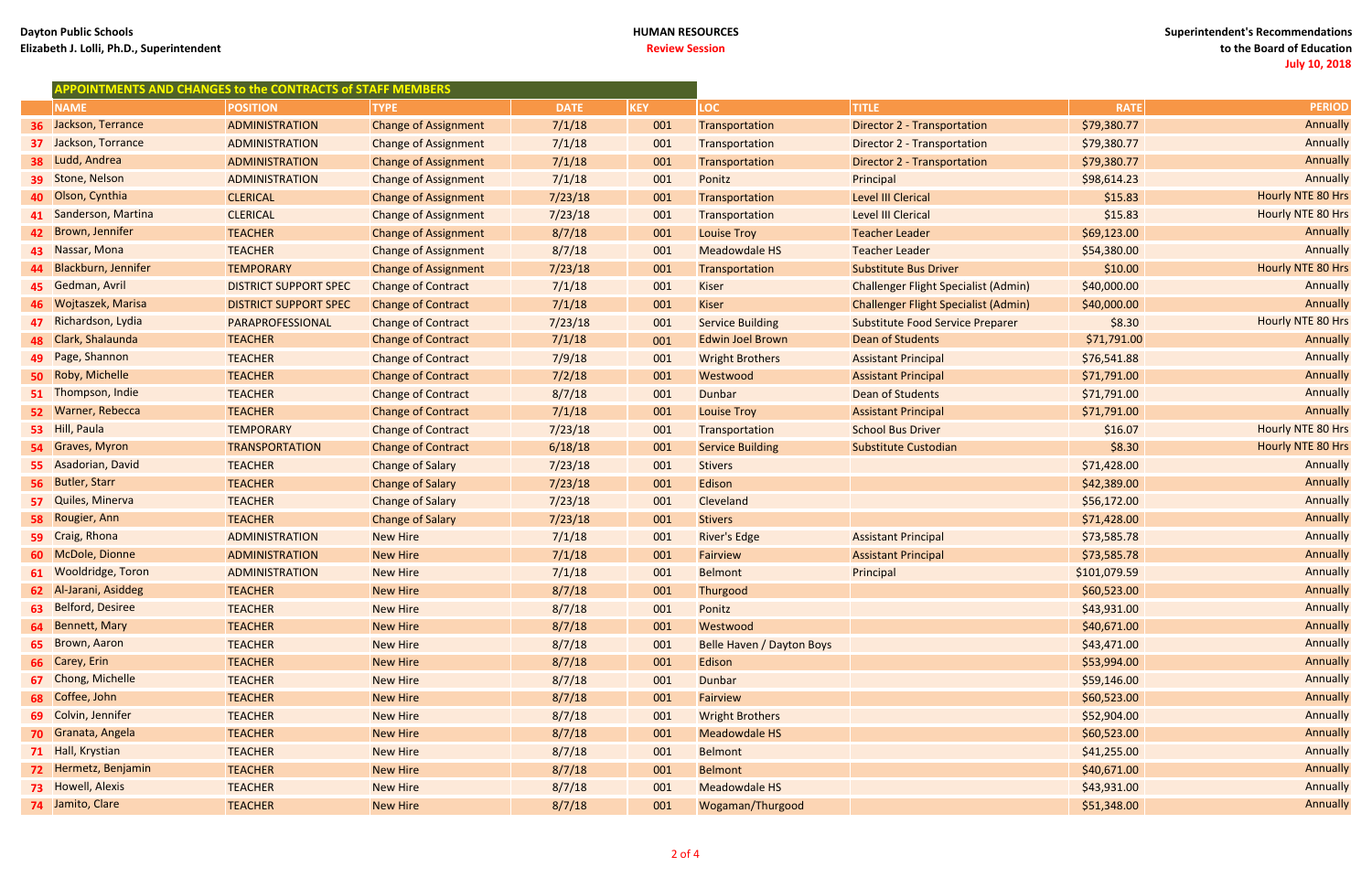Dayton Public Schools
Elizabeth J. Lolli, Ph.D., Superintendent

HUMAN RESOURCES
Review Session

Superintendent's Recommendations
to the Board of Education
July 10, 2018

## APPOINTMENTS AND CHANGES to the CONTRACTS of STAFF MEMBERS

| | NAME | POSITION | TYPE | DATE | KEY | LOC | TITLE | RATE | PERIOD |
|---|---|---|---|---|---|---|---|---|---|
| 36 | Jackson, Terrance | ADMINISTRATION | Change of Assignment | 7/1/18 | 001 | Transportation | Director 2 - Transportation | $79,380.77 | Annually |
| 37 | Jackson, Torrance | ADMINISTRATION | Change of Assignment | 7/1/18 | 001 | Transportation | Director 2 - Transportation | $79,380.77 | Annually |
| 38 | Ludd, Andrea | ADMINISTRATION | Change of Assignment | 7/1/18 | 001 | Transportation | Director 2 - Transportation | $79,380.77 | Annually |
| 39 | Stone, Nelson | ADMINISTRATION | Change of Assignment | 7/1/18 | 001 | Ponitz | Principal | $98,614.23 | Annually |
| 40 | Olson, Cynthia | CLERICAL | Change of Assignment | 7/23/18 | 001 | Transportation | Level III Clerical | $15.83 | Hourly NTE 80 Hrs |
| 41 | Sanderson, Martina | CLERICAL | Change of Assignment | 7/23/18 | 001 | Transportation | Level III Clerical | $15.83 | Hourly NTE 80 Hrs |
| 42 | Brown, Jennifer | TEACHER | Change of Assignment | 8/7/18 | 001 | Louise Troy | Teacher Leader | $69,123.00 | Annually |
| 43 | Nassar, Mona | TEACHER | Change of Assignment | 8/7/18 | 001 | Meadowdale HS | Teacher Leader | $54,380.00 | Annually |
| 44 | Blackburn, Jennifer | TEMPORARY | Change of Assignment | 7/23/18 | 001 | Transportation | Substitute Bus Driver | $10.00 | Hourly NTE 80 Hrs |
| 45 | Gedman, Avril | DISTRICT SUPPORT SPEC | Change of Contract | 7/1/18 | 001 | Kiser | Challenger Flight Specialist (Admin) | $40,000.00 | Annually |
| 46 | Wojtaszek, Marisa | DISTRICT SUPPORT SPEC | Change of Contract | 7/1/18 | 001 | Kiser | Challenger Flight Specialist (Admin) | $40,000.00 | Annually |
| 47 | Richardson, Lydia | PARAPROFESSIONAL | Change of Contract | 7/23/18 | 001 | Service Building | Substitute Food Service Preparer | $8.30 | Hourly NTE 80 Hrs |
| 48 | Clark, Shalaunda | TEACHER | Change of Contract | 7/1/18 | 001 | Edwin Joel Brown | Dean of Students | $71,791.00 | Annually |
| 49 | Page, Shannon | TEACHER | Change of Contract | 7/9/18 | 001 | Wright Brothers | Assistant Principal | $76,541.88 | Annually |
| 50 | Roby, Michelle | TEACHER | Change of Contract | 7/2/18 | 001 | Westwood | Assistant Principal | $71,791.00 | Annually |
| 51 | Thompson, Indie | TEACHER | Change of Contract | 8/7/18 | 001 | Dunbar | Dean of Students | $71,791.00 | Annually |
| 52 | Warner, Rebecca | TEACHER | Change of Contract | 7/1/18 | 001 | Louise Troy | Assistant Principal | $71,791.00 | Annually |
| 53 | Hill, Paula | TEMPORARY | Change of Contract | 7/23/18 | 001 | Transportation | School Bus Driver | $16.07 | Hourly NTE 80 Hrs |
| 54 | Graves, Myron | TRANSPORTATION | Change of Contract | 6/18/18 | 001 | Service Building | Substitute Custodian | $8.30 | Hourly NTE 80 Hrs |
| 55 | Asadorian, David | TEACHER | Change of Salary | 7/23/18 | 001 | Stivers | | $71,428.00 | Annually |
| 56 | Butler, Starr | TEACHER | Change of Salary | 7/23/18 | 001 | Edison | | $42,389.00 | Annually |
| 57 | Quiles, Minerva | TEACHER | Change of Salary | 7/23/18 | 001 | Cleveland | | $56,172.00 | Annually |
| 58 | Rougier, Ann | TEACHER | Change of Salary | 7/23/18 | 001 | Stivers | | $71,428.00 | Annually |
| 59 | Craig, Rhona | ADMINISTRATION | New Hire | 7/1/18 | 001 | River's Edge | Assistant Principal | $73,585.78 | Annually |
| 60 | McDole, Dionne | ADMINISTRATION | New Hire | 7/1/18 | 001 | Fairview | Assistant Principal | $73,585.78 | Annually |
| 61 | Wooldridge, Toron | ADMINISTRATION | New Hire | 7/1/18 | 001 | Belmont | Principal | $101,079.59 | Annually |
| 62 | Al-Jarani, Asiddeg | TEACHER | New Hire | 8/7/18 | 001 | Thurgood | | $60,523.00 | Annually |
| 63 | Belford, Desiree | TEACHER | New Hire | 8/7/18 | 001 | Ponitz | | $43,931.00 | Annually |
| 64 | Bennett, Mary | TEACHER | New Hire | 8/7/18 | 001 | Westwood | | $40,671.00 | Annually |
| 65 | Brown, Aaron | TEACHER | New Hire | 8/7/18 | 001 | Belle Haven / Dayton Boys | | $43,471.00 | Annually |
| 66 | Carey, Erin | TEACHER | New Hire | 8/7/18 | 001 | Edison | | $53,994.00 | Annually |
| 67 | Chong, Michelle | TEACHER | New Hire | 8/7/18 | 001 | Dunbar | | $59,146.00 | Annually |
| 68 | Coffee, John | TEACHER | New Hire | 8/7/18 | 001 | Fairview | | $60,523.00 | Annually |
| 69 | Colvin, Jennifer | TEACHER | New Hire | 8/7/18 | 001 | Wright Brothers | | $52,904.00 | Annually |
| 70 | Granata, Angela | TEACHER | New Hire | 8/7/18 | 001 | Meadowdale HS | | $60,523.00 | Annually |
| 71 | Hall, Krystian | TEACHER | New Hire | 8/7/18 | 001 | Belmont | | $41,255.00 | Annually |
| 72 | Hermetz, Benjamin | TEACHER | New Hire | 8/7/18 | 001 | Belmont | | $40,671.00 | Annually |
| 73 | Howell, Alexis | TEACHER | New Hire | 8/7/18 | 001 | Meadowdale HS | | $43,931.00 | Annually |
| 74 | Jamito, Clare | TEACHER | New Hire | 8/7/18 | 001 | Wogaman/Thurgood | | $51,348.00 | Annually |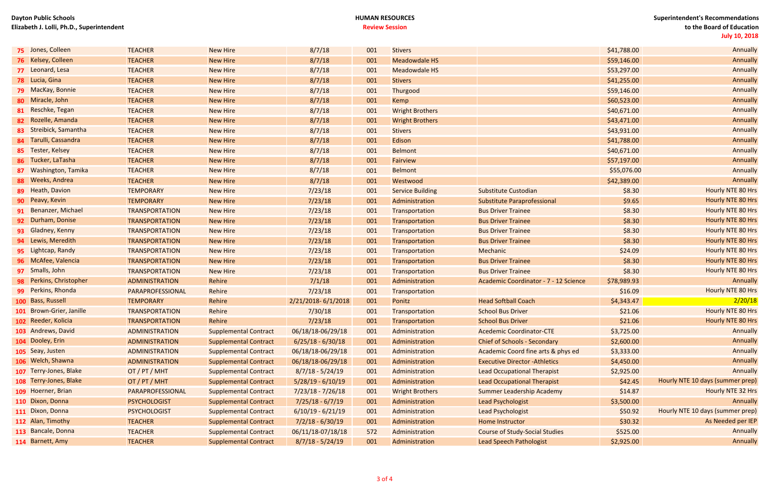Dayton Public Schools
Elizabeth J. Lolli, Ph.D., Superintendent

HUMAN RESOURCES
Review Session

Superintendent's Recommendations
to the Board of Education
July 10, 2018

| # | Name | Category | Action | Date | Fund | Location | Position | Rate | Basis |
|---|---|---|---|---|---|---|---|---|---|
| 75 | Jones, Colleen | TEACHER | New Hire | 8/7/18 | 001 | Stivers | | $41,788.00 | Annually |
| 76 | Kelsey, Colleen | TEACHER | New Hire | 8/7/18 | 001 | Meadowdale HS | | $59,146.00 | Annually |
| 77 | Leonard, Lesa | TEACHER | New Hire | 8/7/18 | 001 | Meadowdale HS | | $53,297.00 | Annually |
| 78 | Lucia, Gina | TEACHER | New Hire | 8/7/18 | 001 | Stivers | | $41,255.00 | Annually |
| 79 | MacKay, Bonnie | TEACHER | New Hire | 8/7/18 | 001 | Thurgood | | $59,146.00 | Annually |
| 80 | Miracle, John | TEACHER | New Hire | 8/7/18 | 001 | Kemp | | $60,523.00 | Annually |
| 81 | Reschke, Tegan | TEACHER | New Hire | 8/7/18 | 001 | Wright Brothers | | $40,671.00 | Annually |
| 82 | Rozelle, Amanda | TEACHER | New Hire | 8/7/18 | 001 | Wright Brothers | | $43,471.00 | Annually |
| 83 | Streibick, Samantha | TEACHER | New Hire | 8/7/18 | 001 | Stivers | | $43,931.00 | Annually |
| 84 | Tarulli, Cassandra | TEACHER | New Hire | 8/7/18 | 001 | Edison | | $41,788.00 | Annually |
| 85 | Tester, Kelsey | TEACHER | New Hire | 8/7/18 | 001 | Belmont | | $40,671.00 | Annually |
| 86 | Tucker, LaTasha | TEACHER | New Hire | 8/7/18 | 001 | Fairview | | $57,197.00 | Annually |
| 87 | Washington, Tamika | TEACHER | New Hire | 8/7/18 | 001 | Belmont | | $55,076.00 | Annually |
| 88 | Weeks, Andrea | TEACHER | New Hire | 8/7/18 | 001 | Westwood | | $42,389.00 | Annually |
| 89 | Heath, Davion | TEMPORARY | New Hire | 7/23/18 | 001 | Service Building | Substitute Custodian | $8.30 | Hourly NTE 80 Hrs |
| 90 | Peavy, Kevin | TEMPORARY | New Hire | 7/23/18 | 001 | Administration | Substitute Paraprofessional | $9.65 | Hourly NTE 80 Hrs |
| 91 | Benanzer, Michael | TRANSPORTATION | New Hire | 7/23/18 | 001 | Transportation | Bus Driver Trainee | $8.30 | Hourly NTE 80 Hrs |
| 92 | Durham, Donise | TRANSPORTATION | New Hire | 7/23/18 | 001 | Transportation | Bus Driver Trainee | $8.30 | Hourly NTE 80 Hrs |
| 93 | Gladney, Kenny | TRANSPORTATION | New Hire | 7/23/18 | 001 | Transportation | Bus Driver Trainee | $8.30 | Hourly NTE 80 Hrs |
| 94 | Lewis, Meredith | TRANSPORTATION | New Hire | 7/23/18 | 001 | Transportation | Bus Driver Trainee | $8.30 | Hourly NTE 80 Hrs |
| 95 | Lightcap, Randy | TRANSPORTATION | New Hire | 7/23/18 | 001 | Transportation | Mechanic | $24.09 | Hourly NTE 80 Hrs |
| 96 | McAfee, Valencia | TRANSPORTATION | New Hire | 7/23/18 | 001 | Transportation | Bus Driver Trainee | $8.30 | Hourly NTE 80 Hrs |
| 97 | Smalls, John | TRANSPORTATION | New Hire | 7/23/18 | 001 | Transportation | Bus Driver Trainee | $8.30 | Hourly NTE 80 Hrs |
| 98 | Perkins, Christopher | ADMINISTRATION | Rehire | 7/1/18 | 001 | Administration | Academic Coordinator - 7 - 12 Science | $78,989.93 | Annually |
| 99 | Perkins, Rhonda | PARAPROFESSIONAL | Rehire | 7/23/18 | 001 | Transportation | | $16.09 | Hourly NTE 80 Hrs |
| 100 | Bass, Russell | TEMPORARY | Rehire | 2/21/2018- 6/1/2018 | 001 | Ponitz | Head Softball Coach | $4,343.47 | 2/20/18 |
| 101 | Brown-Grier, Janille | TRANSPORTATION | Rehire | 7/30/18 | 001 | Transportation | School Bus Driver | $21.06 | Hourly NTE 80 Hrs |
| 102 | Reeder, Kolicia | TRANSPORTATION | Rehire | 7/23/18 | 001 | Transportation | School Bus Driver | $21.06 | Hourly NTE 80 Hrs |
| 103 | Andrews, David | ADMINISTRATION | Supplemental Contract | 06/18/18-06/29/18 | 001 | Administration | Acedemic Coordinator-CTE | $3,725.00 | Annually |
| 104 | Dooley, Erin | ADMINISTRATION | Supplemental Contract | 6/25/18 - 6/30/18 | 001 | Administration | Chief of Schools - Secondary | $2,600.00 | Annually |
| 105 | Seay, Justen | ADMINISTRATION | Supplemental Contract | 06/18/18-06/29/18 | 001 | Administration | Academic Coord fine arts & phys ed | $3,333.00 | Annually |
| 106 | Welch, Shawna | ADMINISTRATION | Supplemental Contract | 06/18/18-06/29/18 | 001 | Administration | Executive Director -Athletics | $4,450.00 | Annually |
| 107 | Terry-Jones, Blake | OT / PT / MHT | Supplemental Contract | 8/7/18 - 5/24/19 | 001 | Administration | Lead Occupational Therapist | $2,925.00 | Annually |
| 108 | Terry-Jones, Blake | OT / PT / MHT | Supplemental Contract | 5/28/19 - 6/10/19 | 001 | Administration | Lead Occupational Therapist | $42.45 | Hourly NTE 10 days (summer prep) |
| 109 | Hoerner, Brian | PARAPROFESSIONAL | Supplemental Contract | 7/23/18 - 7/26/18 | 001 | Wright Brothers | Summer Leadership Academy | $14.87 | Hourly NTE 32 Hrs |
| 110 | Dixon, Donna | PSYCHOLOGIST | Supplemental Contract | 7/25/18 - 6/7/19 | 001 | Administration | Lead Psychologist | $3,500.00 | Annually |
| 111 | Dixon, Donna | PSYCHOLOGIST | Supplemental Contract | 6/10/19 - 6/21/19 | 001 | Administration | Lead Psychologist | $50.92 | Hourly NTE 10 days (summer prep) |
| 112 | Alan, Timothy | TEACHER | Supplemental Contract | 7/2/18 - 6/30/19 | 001 | Administration | Home Instructor | $30.32 | As Needed per IEP |
| 113 | Bancale, Donna | TEACHER | Supplemental Contract | 06/11/18-07/18/18 | 572 | Administration | Course of Study-Social Studies | $525.00 | Annually |
| 114 | Barnett, Amy | TEACHER | Supplemental Contract | 8/7/18 - 5/24/19 | 001 | Administration | Lead Speech Pathologist | $2,925.00 | Annually |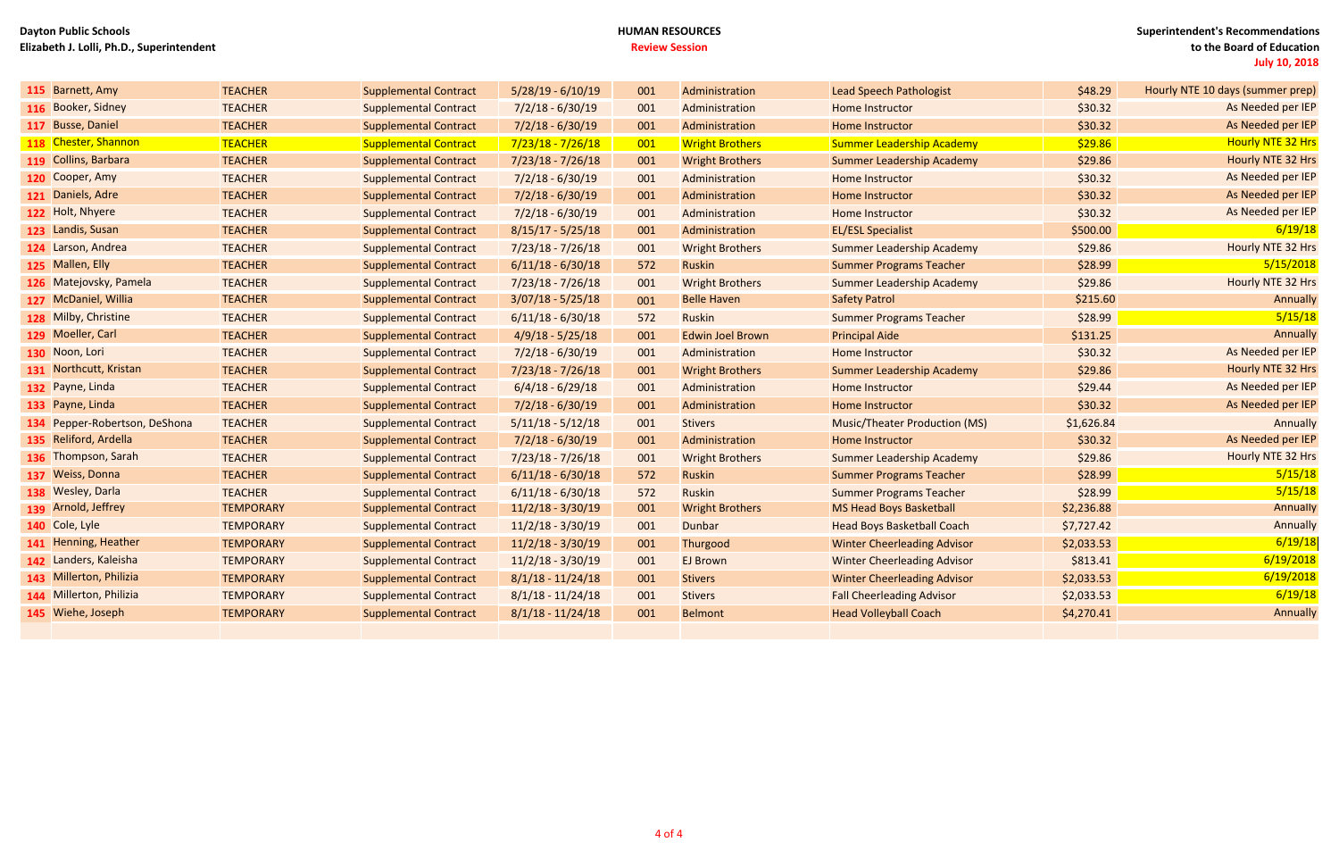Dayton Public Schools
Elizabeth J. Lolli, Ph.D., Superintendent

**HUMAN RESOURCES**
**Review Session**

**Superintendent's Recommendations to the Board of Education**
**July 10, 2018**

| | | | | | | | | | |
|---|---|---|---|---|---|---|---|---|---|
| 115 | Barnett, Amy | TEACHER | Supplemental Contract | 5/28/19 - 6/10/19 | 001 | Administration | Lead Speech Pathologist | $48.29 | Hourly NTE 10 days (summer prep) |
| 116 | Booker, Sidney | TEACHER | Supplemental Contract | 7/2/18 - 6/30/19 | 001 | Administration | Home Instructor | $30.32 | As Needed per IEP |
| 117 | Busse, Daniel | TEACHER | Supplemental Contract | 7/2/18 - 6/30/19 | 001 | Administration | Home Instructor | $30.32 | As Needed per IEP |
| 118 | Chester, Shannon | TEACHER | Supplemental Contract | 7/23/18 - 7/26/18 | 001 | Wright Brothers | Summer Leadership Academy | $29.86 | Hourly NTE 32 Hrs |
| 119 | Collins, Barbara | TEACHER | Supplemental Contract | 7/23/18 - 7/26/18 | 001 | Wright Brothers | Summer Leadership Academy | $29.86 | Hourly NTE 32 Hrs |
| 120 | Cooper, Amy | TEACHER | Supplemental Contract | 7/2/18 - 6/30/19 | 001 | Administration | Home Instructor | $30.32 | As Needed per IEP |
| 121 | Daniels, Adre | TEACHER | Supplemental Contract | 7/2/18 - 6/30/19 | 001 | Administration | Home Instructor | $30.32 | As Needed per IEP |
| 122 | Holt, Nhyere | TEACHER | Supplemental Contract | 7/2/18 - 6/30/19 | 001 | Administration | Home Instructor | $30.32 | As Needed per IEP |
| 123 | Landis, Susan | TEACHER | Supplemental Contract | 8/15/17 - 5/25/18 | 001 | Administration | EL/ESL Specialist | $500.00 | 6/19/18 |
| 124 | Larson, Andrea | TEACHER | Supplemental Contract | 7/23/18 - 7/26/18 | 001 | Wright Brothers | Summer Leadership Academy | $29.86 | Hourly NTE 32 Hrs |
| 125 | Mallen, Elly | TEACHER | Supplemental Contract | 6/11/18 - 6/30/18 | 572 | Ruskin | Summer Programs Teacher | $28.99 | 5/15/2018 |
| 126 | Matejovsky, Pamela | TEACHER | Supplemental Contract | 7/23/18 - 7/26/18 | 001 | Wright Brothers | Summer Leadership Academy | $29.86 | Hourly NTE 32 Hrs |
| 127 | McDaniel, Willia | TEACHER | Supplemental Contract | 3/07/18 - 5/25/18 | 001 | Belle Haven | Safety Patrol | $215.60 | Annually |
| 128 | Milby, Christine | TEACHER | Supplemental Contract | 6/11/18 - 6/30/18 | 572 | Ruskin | Summer Programs Teacher | $28.99 | 5/15/18 |
| 129 | Moeller, Carl | TEACHER | Supplemental Contract | 4/9/18 - 5/25/18 | 001 | Edwin Joel Brown | Principal Aide | $131.25 | Annually |
| 130 | Noon, Lori | TEACHER | Supplemental Contract | 7/2/18 - 6/30/19 | 001 | Administration | Home Instructor | $30.32 | As Needed per IEP |
| 131 | Northcutt, Kristan | TEACHER | Supplemental Contract | 7/23/18 - 7/26/18 | 001 | Wright Brothers | Summer Leadership Academy | $29.86 | Hourly NTE 32 Hrs |
| 132 | Payne, Linda | TEACHER | Supplemental Contract | 6/4/18 - 6/29/18 | 001 | Administration | Home Instructor | $29.44 | As Needed per IEP |
| 133 | Payne, Linda | TEACHER | Supplemental Contract | 7/2/18 - 6/30/19 | 001 | Administration | Home Instructor | $30.32 | As Needed per IEP |
| 134 | Pepper-Robertson, DeShona | TEACHER | Supplemental Contract | 5/11/18 - 5/12/18 | 001 | Stivers | Music/Theater Production (MS) | $1,626.84 | Annually |
| 135 | Reliford, Ardella | TEACHER | Supplemental Contract | 7/2/18 - 6/30/19 | 001 | Administration | Home Instructor | $30.32 | As Needed per IEP |
| 136 | Thompson, Sarah | TEACHER | Supplemental Contract | 7/23/18 - 7/26/18 | 001 | Wright Brothers | Summer Leadership Academy | $29.86 | Hourly NTE 32 Hrs |
| 137 | Weiss, Donna | TEACHER | Supplemental Contract | 6/11/18 - 6/30/18 | 572 | Ruskin | Summer Programs Teacher | $28.99 | 5/15/18 |
| 138 | Wesley, Darla | TEACHER | Supplemental Contract | 6/11/18 - 6/30/18 | 572 | Ruskin | Summer Programs Teacher | $28.99 | 5/15/18 |
| 139 | Arnold, Jeffrey | TEMPORARY | Supplemental Contract | 11/2/18 - 3/30/19 | 001 | Wright Brothers | MS Head Boys Basketball | $2,236.88 | Annually |
| 140 | Cole, Lyle | TEMPORARY | Supplemental Contract | 11/2/18 - 3/30/19 | 001 | Dunbar | Head Boys Basketball Coach | $7,727.42 | Annually |
| 141 | Henning, Heather | TEMPORARY | Supplemental Contract | 11/2/18 - 3/30/19 | 001 | Thurgood | Winter Cheerleading Advisor | $2,033.53 | 6/19/18 |
| 142 | Landers, Kaleisha | TEMPORARY | Supplemental Contract | 11/2/18 - 3/30/19 | 001 | EJ Brown | Winter Cheerleading Advisor | $813.41 | 6/19/2018 |
| 143 | Millerton, Philizia | TEMPORARY | Supplemental Contract | 8/1/18 - 11/24/18 | 001 | Stivers | Winter Cheerleading Advisor | $2,033.53 | 6/19/2018 |
| 144 | Millerton, Philizia | TEMPORARY | Supplemental Contract | 8/1/18 - 11/24/18 | 001 | Stivers | Fall Cheerleading Advisor | $2,033.53 | 6/19/18 |
| 145 | Wiehe, Joseph | TEMPORARY | Supplemental Contract | 8/1/18 - 11/24/18 | 001 | Belmont | Head Volleyball Coach | $4,270.41 | Annually |